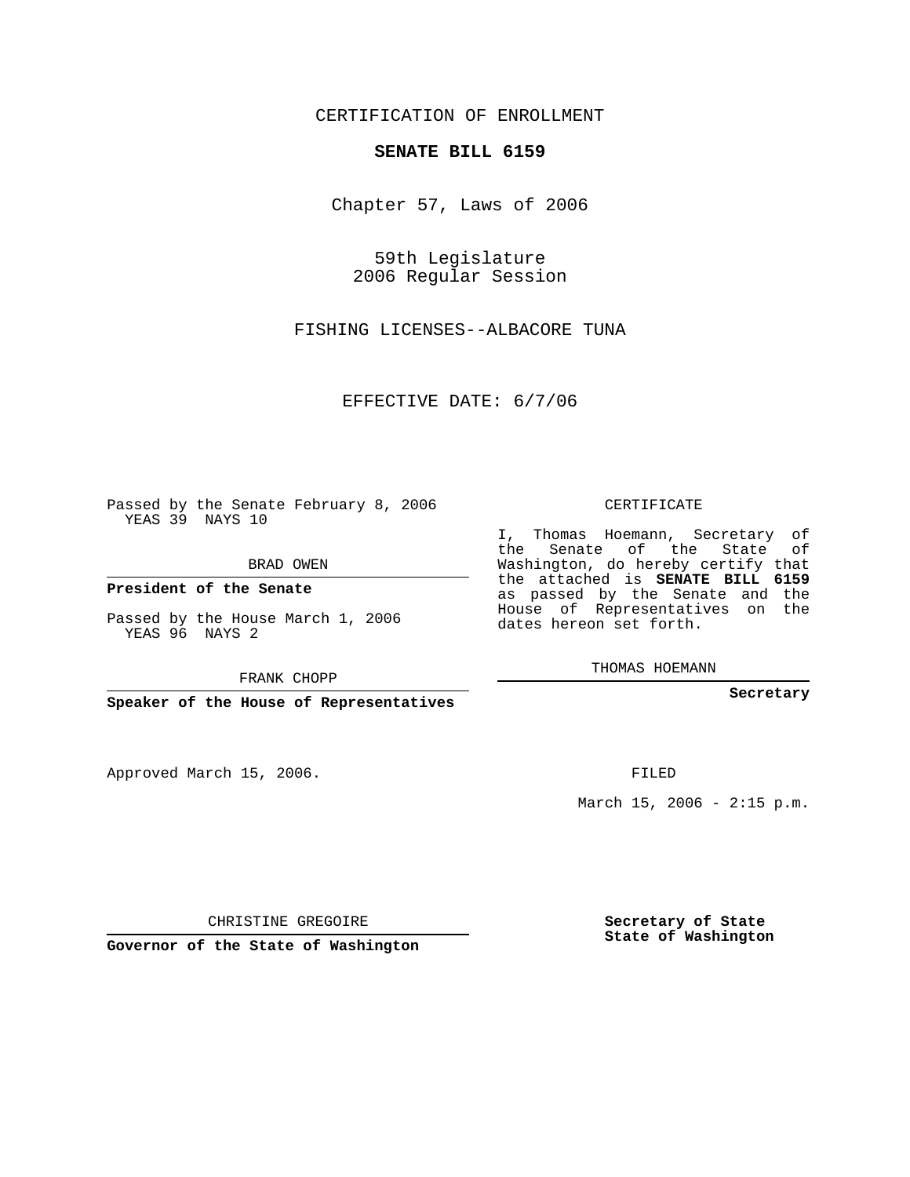CERTIFICATION OF ENROLLMENT

# SENATE BILL 6159

Chapter 57, Laws of 2006

59th Legislature
2006 Regular Session

FISHING LICENSES--ALBACORE TUNA

EFFECTIVE DATE: 6/7/06

Passed by the Senate February 8, 2006
YEAS 39 NAYS 10

BRAD OWEN

**President of the Senate**

Passed by the House March 1, 2006
YEAS 96 NAYS 2

FRANK CHOPP

**Speaker of the House of Representatives**

CERTIFICATE

I, Thomas Hoemann, Secretary of the Senate of the State of Washington, do hereby certify that the attached is **SENATE BILL 6159** as passed by the Senate and the House of Representatives on the dates hereon set forth.

THOMAS HOEMANN

**Secretary**

Approved March 15, 2006.

FILED

March 15, 2006 - 2:15 p.m.

CHRISTINE GREGOIRE

**Governor of the State of Washington**

**Secretary of State**
**State of Washington**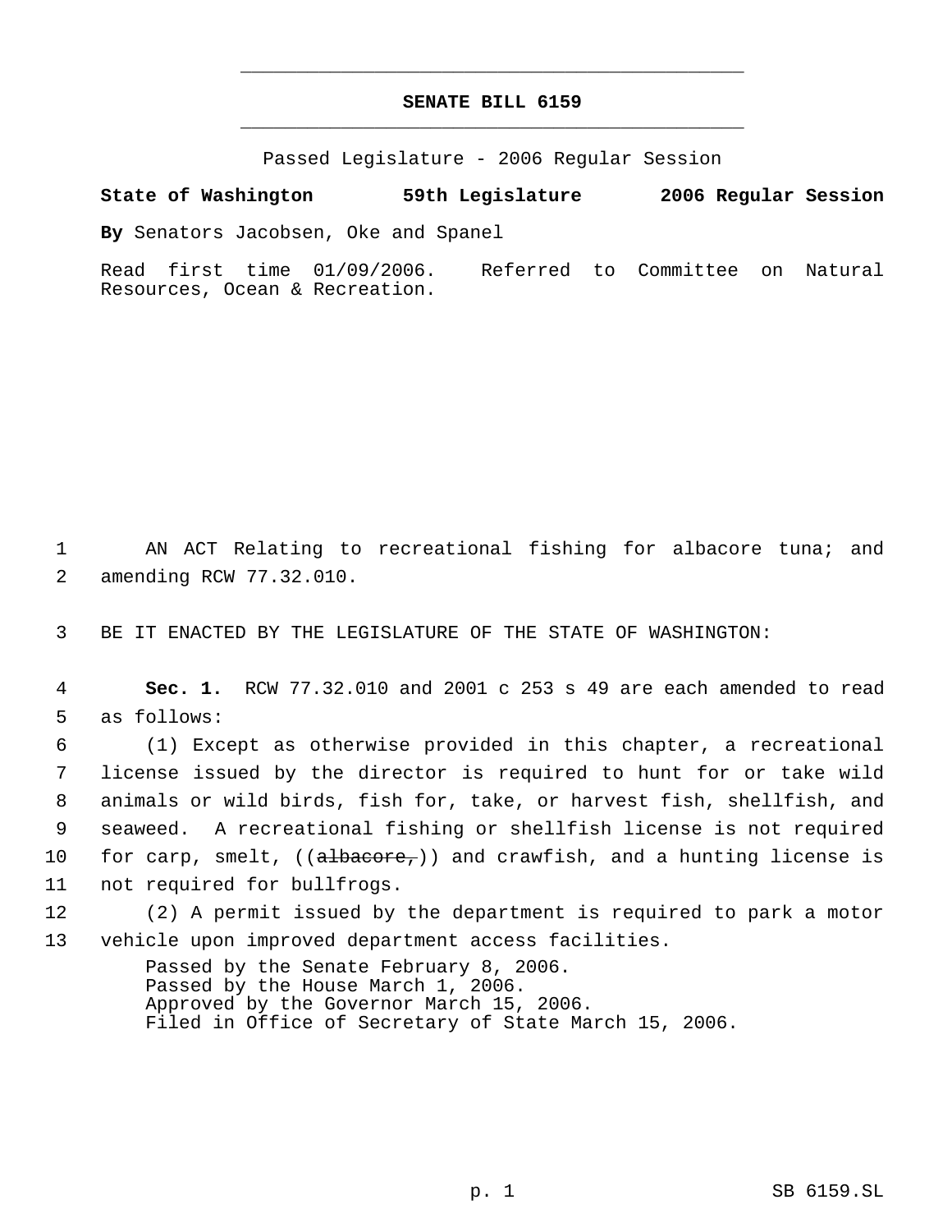# SENATE BILL 6159

Passed Legislature - 2006 Regular Session

**State of Washington 59th Legislature 2006 Regular Session**

**By** Senators Jacobsen, Oke and Spanel

Read first time 01/09/2006. Referred to Committee on Natural Resources, Ocean & Recreation.

AN ACT Relating to recreational fishing for albacore tuna; and amending RCW 77.32.010.

BE IT ENACTED BY THE LEGISLATURE OF THE STATE OF WASHINGTON:

**Sec. 1.** RCW 77.32.010 and 2001 c 253 s 49 are each amended to read as follows:

(1) Except as otherwise provided in this chapter, a recreational license issued by the director is required to hunt for or take wild animals or wild birds, fish for, take, or harvest fish, shellfish, and seaweed. A recreational fishing or shellfish license is not required for carp, smelt, ((~~albacore,~~)) and crawfish, and a hunting license is not required for bullfrogs.

(2) A permit issued by the department is required to park a motor vehicle upon improved department access facilities.

Passed by the Senate February 8, 2006.
Passed by the House March 1, 2006.
Approved by the Governor March 15, 2006.
Filed in Office of Secretary of State March 15, 2006.